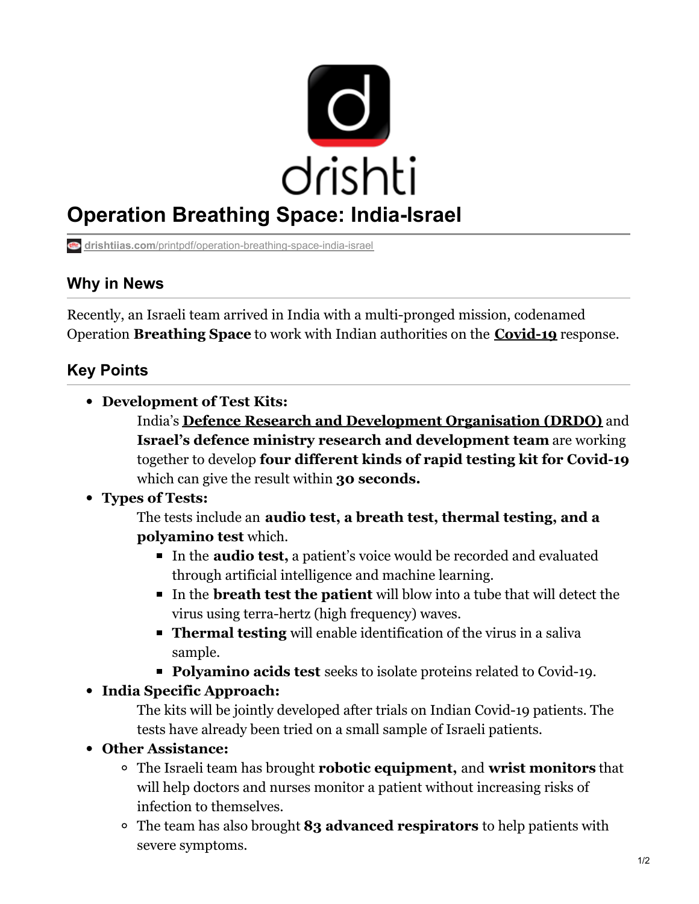# Operation Breathing Space: India-Israel

drishtiias.com/printpdf/operation-breathing-space-india-israel

## Why in News

Recently, an Israeli team arrived in India with a multi-pronged mission, codenamed Operation **Breathing Space** to work with Indian authorities on the **Covid-19** response.

## Key Points

- **Development of Test Kits:**

  India's **Defence Research and Development Organisation (DRDO)** and **Israel's defence ministry research and development team** are working together to develop **four different kinds of rapid testing kit for Covid-19** which can give the result within **30 seconds.**
- **Types of Tests:**

  The tests include an **audio test, a breath test, thermal testing, and a polyamino test** which.
  - In the **audio test,** a patient's voice would be recorded and evaluated through artificial intelligence and machine learning.
  - In the **breath test the patient** will blow into a tube that will detect the virus using terra-hertz (high frequency) waves.
  - **Thermal testing** will enable identification of the virus in a saliva sample.
  - **Polyamino acids test** seeks to isolate proteins related to Covid-19.
- **India Specific Approach:**

  The kits will be jointly developed after trials on Indian Covid-19 patients. The tests have already been tried on a small sample of Israeli patients.
- **Other Assistance:**
  - The Israeli team has brought **robotic equipment,** and **wrist monitors** that will help doctors and nurses monitor a patient without increasing risks of infection to themselves.
  - The team has also brought **83 advanced respirators** to help patients with severe symptoms.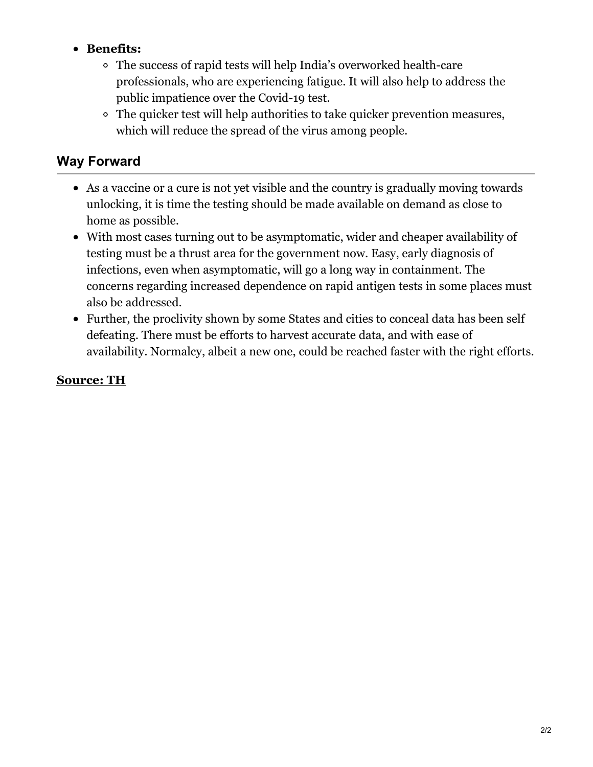- **Benefits:**
  - The success of rapid tests will help India's overworked health-care professionals, who are experiencing fatigue. It will also help to address the public impatience over the Covid-19 test.
  - The quicker test will help authorities to take quicker prevention measures, which will reduce the spread of the virus among people.

## Way Forward

- As a vaccine or a cure is not yet visible and the country is gradually moving towards unlocking, it is time the testing should be made available on demand as close to home as possible.
- With most cases turning out to be asymptomatic, wider and cheaper availability of testing must be a thrust area for the government now. Easy, early diagnosis of infections, even when asymptomatic, will go a long way in containment. The concerns regarding increased dependence on rapid antigen tests in some places must also be addressed.
- Further, the proclivity shown by some States and cities to conceal data has been self defeating. There must be efforts to harvest accurate data, and with ease of availability. Normalcy, albeit a new one, could be reached faster with the right efforts.

**Source: TH**